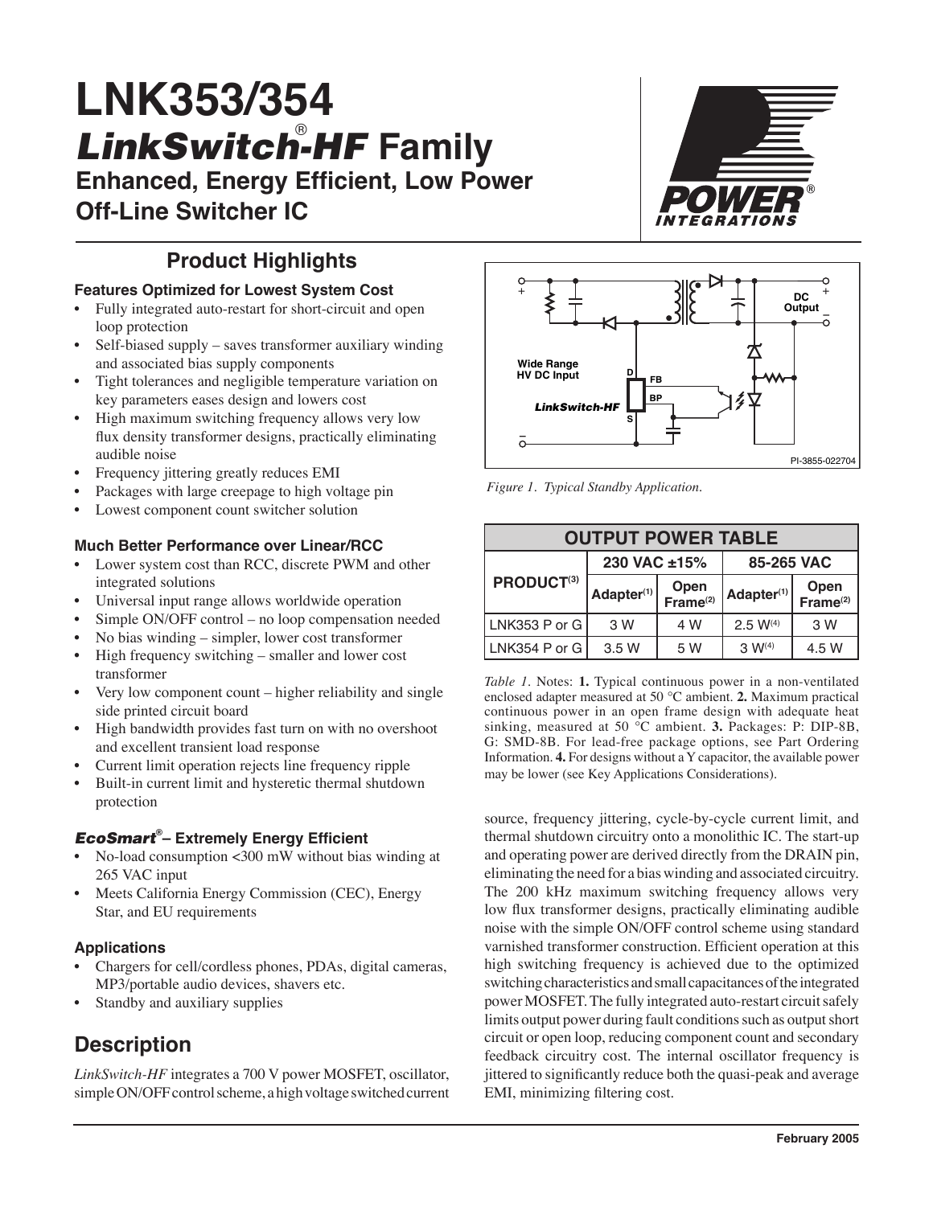# LNK353/354

## *LinkSwitch*®*-HF* Family

## Enhanced, Energy Efficient, Low Power Off-Line Switcher IC

## Product Highlights

### Features Optimized for Lowest System Cost

- Fully integrated auto-restart for short-circuit and open loop protection
- Self-biased supply – saves transformer auxiliary winding and associated bias supply components
- Tight tolerances and negligible temperature variation on key parameters eases design and lowers cost
- High maximum switching frequency allows very low flux density transformer designs, practically eliminating audible noise
- Frequency jittering greatly reduces EMI
- Packages with large creepage to high voltage pin
- Lowest component count switcher solution

### Much Better Performance over Linear/RCC

- Lower system cost than RCC, discrete PWM and other integrated solutions
- Universal input range allows worldwide operation
- Simple ON/OFF control – no loop compensation needed
- No bias winding – simpler, lower cost transformer
- High frequency switching – smaller and lower cost transformer
- Very low component count – higher reliability and single side printed circuit board
- High bandwidth provides fast turn on with no overshoot and excellent transient load response
- Current limit operation rejects line frequency ripple
- Built-in current limit and hysteretic thermal shutdown protection

### *EcoSmart*® – Extremely Energy Efficient

- No-load consumption <300 mW without bias winding at 265 VAC input
- Meets California Energy Commission (CEC), Energy Star, and EU requirements

### Applications

- Chargers for cell/cordless phones, PDAs, digital cameras, MP3/portable audio devices, shavers etc.
- Standby and auxiliary supplies

*Figure 1. Typical Standby Application.*

| OUTPUT POWER TABLE | | | | |
|---|---|---|---|---|
| PRODUCT[3] | 230 VAC ±15% | | 85-265 VAC | |
| | Adapter[1] | Open Frame[2] | Adapter[1] | Open Frame[2] |
| LNK353 P or G | 3 W | 4 W | 2.5 W[4] | 3 W |
| LNK354 P or G | 3.5 W | 5 W | 3 W[4] | 4.5 W |

*Table 1.* Notes: **1.** Typical continuous power in a non-ventilated enclosed adapter measured at 50 °C ambient. **2.** Maximum practical continuous power in an open frame design with adequate heat sinking, measured at 50 °C ambient. **3.** Packages: P: DIP-8B, G: SMD-8B. For lead-free package options, see Part Ordering Information. **4.** For designs without a Y capacitor, the available power may be lower (see Key Applications Considerations).

## Description

*LinkSwitch-HF* integrates a 700 V power MOSFET, oscillator, simple ON/OFF control scheme, a high voltage switched current source, frequency jittering, cycle-by-cycle current limit, and thermal shutdown circuitry onto a monolithic IC. The start-up and operating power are derived directly from the DRAIN pin, eliminating the need for a bias winding and associated circuitry. The 200 kHz maximum switching frequency allows very low flux transformer designs, practically eliminating audible noise with the simple ON/OFF control scheme using standard varnished transformer construction. Efficient operation at this high switching frequency is achieved due to the optimized switching characteristics and small capacitances of the integrated power MOSFET. The fully integrated auto-restart circuit safely limits output power during fault conditions such as output short circuit or open loop, reducing component count and secondary feedback circuitry cost. The internal oscillator frequency is jittered to significantly reduce both the quasi-peak and average EMI, minimizing filtering cost.

February 2005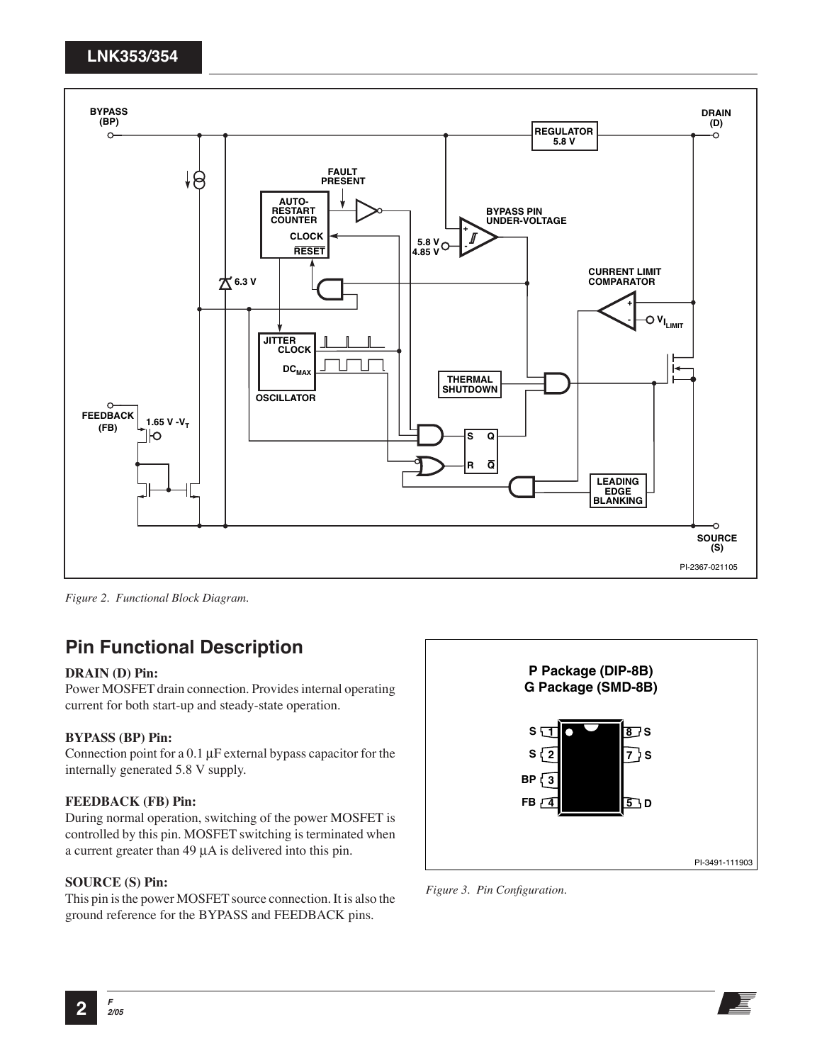Figure 2. Functional Block Diagram.

## Pin Functional Description

**DRAIN (D) Pin:**
Power MOSFET drain connection. Provides internal operating current for both start-up and steady-state operation.

**BYPASS (BP) Pin:**
Connection point for a 0.1 µF external bypass capacitor for the internally generated 5.8 V supply.

**FEEDBACK (FB) Pin:**
During normal operation, switching of the power MOSFET is controlled by this pin. MOSFET switching is terminated when a current greater than 49 µA is delivered into this pin.

**SOURCE (S) Pin:**
This pin is the power MOSFET source connection. It is also the ground reference for the BYPASS and FEEDBACK pins.

Figure 3. Pin Configuration.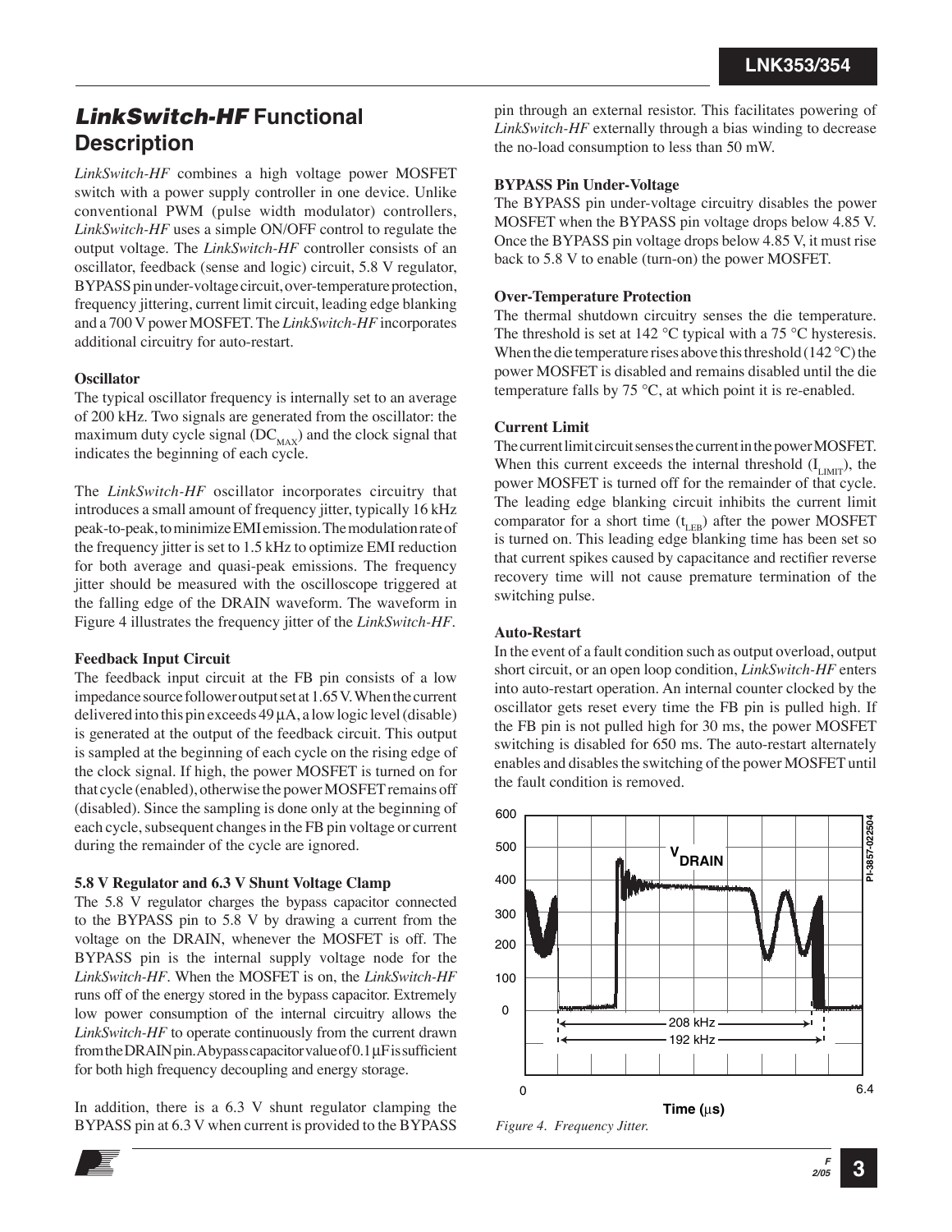## *LinkSwitch-HF* Functional Description

*LinkSwitch-HF* combines a high voltage power MOSFET switch with a power supply controller in one device. Unlike conventional PWM (pulse width modulator) controllers, *LinkSwitch-HF* uses a simple ON/OFF control to regulate the output voltage. The *LinkSwitch-HF* controller consists of an oscillator, feedback (sense and logic) circuit, 5.8 V regulator, BYPASS pin under-voltage circuit, over-temperature protection, frequency jittering, current limit circuit, leading edge blanking and a 700 V power MOSFET. The *LinkSwitch-HF* incorporates additional circuitry for auto-restart.

### Oscillator

The typical oscillator frequency is internally set to an average of 200 kHz. Two signals are generated from the oscillator: the maximum duty cycle signal ($DC_{MAX}$) and the clock signal that indicates the beginning of each cycle.

The *LinkSwitch-HF* oscillator incorporates circuitry that introduces a small amount of frequency jitter, typically 16 kHz peak-to-peak, to minimize EMI emission. The modulation rate of the frequency jitter is set to 1.5 kHz to optimize EMI reduction for both average and quasi-peak emissions. The frequency jitter should be measured with the oscilloscope triggered at the falling edge of the DRAIN waveform. The waveform in Figure 4 illustrates the frequency jitter of the *LinkSwitch-HF*.

### Feedback Input Circuit

The feedback input circuit at the FB pin consists of a low impedance source follower output set at 1.65 V. When the current delivered into this pin exceeds 49 µA, a low logic level (disable) is generated at the output of the feedback circuit. This output is sampled at the beginning of each cycle on the rising edge of the clock signal. If high, the power MOSFET is turned on for that cycle (enabled), otherwise the power MOSFET remains off (disabled). Since the sampling is done only at the beginning of each cycle, subsequent changes in the FB pin voltage or current during the remainder of the cycle are ignored.

### 5.8 V Regulator and 6.3 V Shunt Voltage Clamp

The 5.8 V regulator charges the bypass capacitor connected to the BYPASS pin to 5.8 V by drawing a current from the voltage on the DRAIN, whenever the MOSFET is off. The BYPASS pin is the internal supply voltage node for the *LinkSwitch-HF*. When the MOSFET is on, the *LinkSwitch-HF* runs off of the energy stored in the bypass capacitor. Extremely low power consumption of the internal circuitry allows the *LinkSwitch-HF* to operate continuously from the current drawn from the DRAIN pin. A bypass capacitor value of 0.1 µF is sufficient for both high frequency decoupling and energy storage.

In addition, there is a 6.3 V shunt regulator clamping the BYPASS pin at 6.3 V when current is provided to the BYPASS pin through an external resistor. This facilitates powering of *LinkSwitch-HF* externally through a bias winding to decrease the no-load consumption to less than 50 mW.

### BYPASS Pin Under-Voltage

The BYPASS pin under-voltage circuitry disables the power MOSFET when the BYPASS pin voltage drops below 4.85 V. Once the BYPASS pin voltage drops below 4.85 V, it must rise back to 5.8 V to enable (turn-on) the power MOSFET.

### Over-Temperature Protection

The thermal shutdown circuitry senses the die temperature. The threshold is set at 142 °C typical with a 75 °C hysteresis. When the die temperature rises above this threshold (142 °C) the power MOSFET is disabled and remains disabled until the die temperature falls by 75 °C, at which point it is re-enabled.

### Current Limit

The current limit circuit senses the current in the power MOSFET. When this current exceeds the internal threshold ($I_{LIMIT}$), the power MOSFET is turned off for the remainder of that cycle. The leading edge blanking circuit inhibits the current limit comparator for a short time ($t_{LEB}$) after the power MOSFET is turned on. This leading edge blanking time has been set so that current spikes caused by capacitance and rectifier reverse recovery time will not cause premature termination of the switching pulse.

### Auto-Restart

In the event of a fault condition such as output overload, output short circuit, or an open loop condition, *LinkSwitch-HF* enters into auto-restart operation. An internal counter clocked by the oscillator gets reset every time the FB pin is pulled high. If the FB pin is not pulled high for 30 ms, the power MOSFET switching is disabled for 650 ms. The auto-restart alternately enables and disables the switching of the power MOSFET until the fault condition is removed.

*Figure 4. Frequency Jitter.*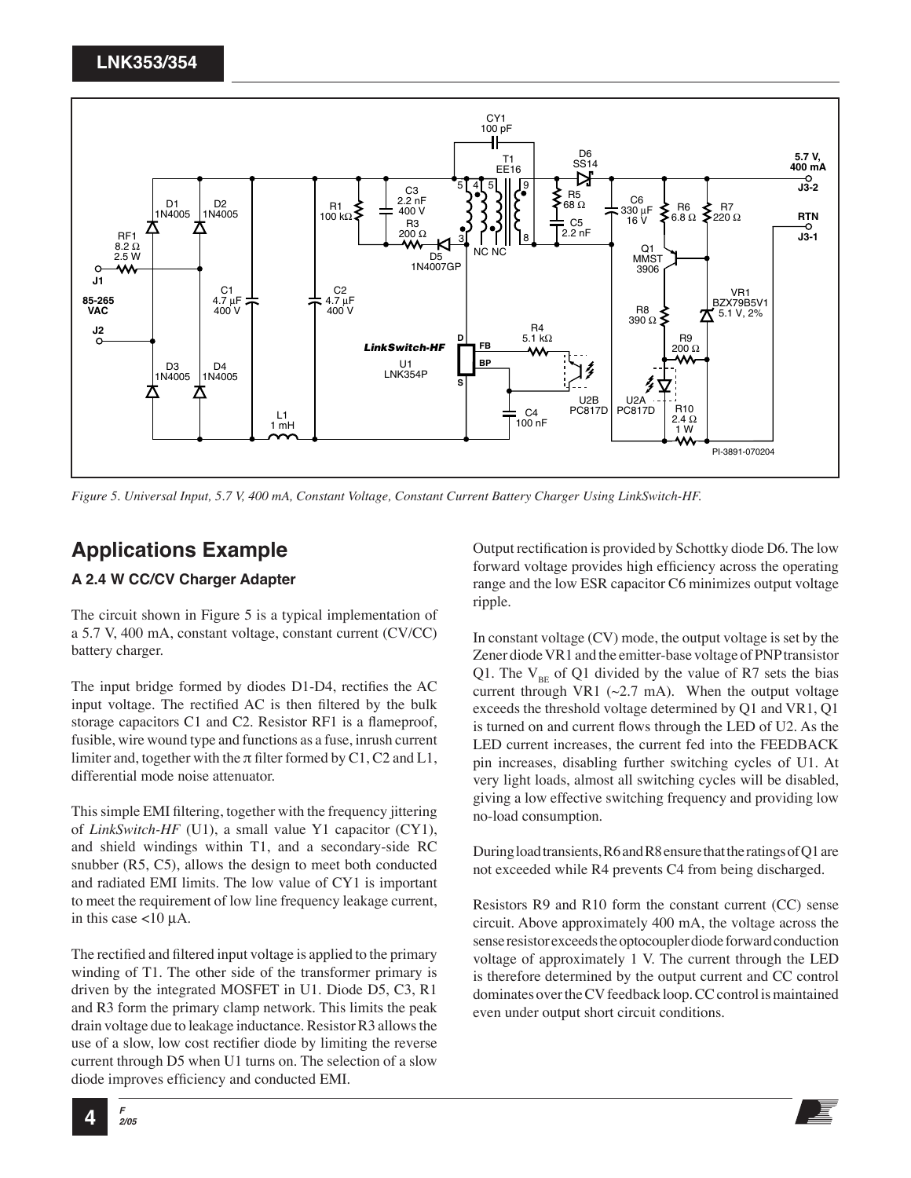Figure 5. Universal Input, 5.7 V, 400 mA, Constant Voltage, Constant Current Battery Charger Using LinkSwitch-HF.

## Applications Example

### A 2.4 W CC/CV Charger Adapter

The circuit shown in Figure 5 is a typical implementation of a 5.7 V, 400 mA, constant voltage, constant current (CV/CC) battery charger.

The input bridge formed by diodes D1-D4, rectifies the AC input voltage. The rectified AC is then filtered by the bulk storage capacitors C1 and C2. Resistor RF1 is a flameproof, fusible, wire wound type and functions as a fuse, inrush current limiter and, together with the π filter formed by C1, C2 and L1, differential mode noise attenuator.

This simple EMI filtering, together with the frequency jittering of *LinkSwitch-HF* (U1), a small value Y1 capacitor (CY1), and shield windings within T1, and a secondary-side RC snubber (R5, C5), allows the design to meet both conducted and radiated EMI limits. The low value of CY1 is important to meet the requirement of low line frequency leakage current, in this case <10 µA.

The rectified and filtered input voltage is applied to the primary winding of T1. The other side of the transformer primary is driven by the integrated MOSFET in U1. Diode D5, C3, R1 and R3 form the primary clamp network. This limits the peak drain voltage due to leakage inductance. Resistor R3 allows the use of a slow, low cost rectifier diode by limiting the reverse current through D5 when U1 turns on. The selection of a slow diode improves efficiency and conducted EMI.

Output rectification is provided by Schottky diode D6. The low forward voltage provides high efficiency across the operating range and the low ESR capacitor C6 minimizes output voltage ripple.

In constant voltage (CV) mode, the output voltage is set by the Zener diode VR1 and the emitter-base voltage of PNP transistor Q1. The $V_{BE}$ of Q1 divided by the value of R7 sets the bias current through VR1 (~2.7 mA). When the output voltage exceeds the threshold voltage determined by Q1 and VR1, Q1 is turned on and current flows through the LED of U2. As the LED current increases, the current fed into the FEEDBACK pin increases, disabling further switching cycles of U1. At very light loads, almost all switching cycles will be disabled, giving a low effective switching frequency and providing low no-load consumption.

During load transients, R6 and R8 ensure that the ratings of Q1 are not exceeded while R4 prevents C4 from being discharged.

Resistors R9 and R10 form the constant current (CC) sense circuit. Above approximately 400 mA, the voltage across the sense resistor exceeds the optocoupler diode forward conduction voltage of approximately 1 V. The current through the LED is therefore determined by the output current and CC control dominates over the CV feedback loop. CC control is maintained even under output short circuit conditions.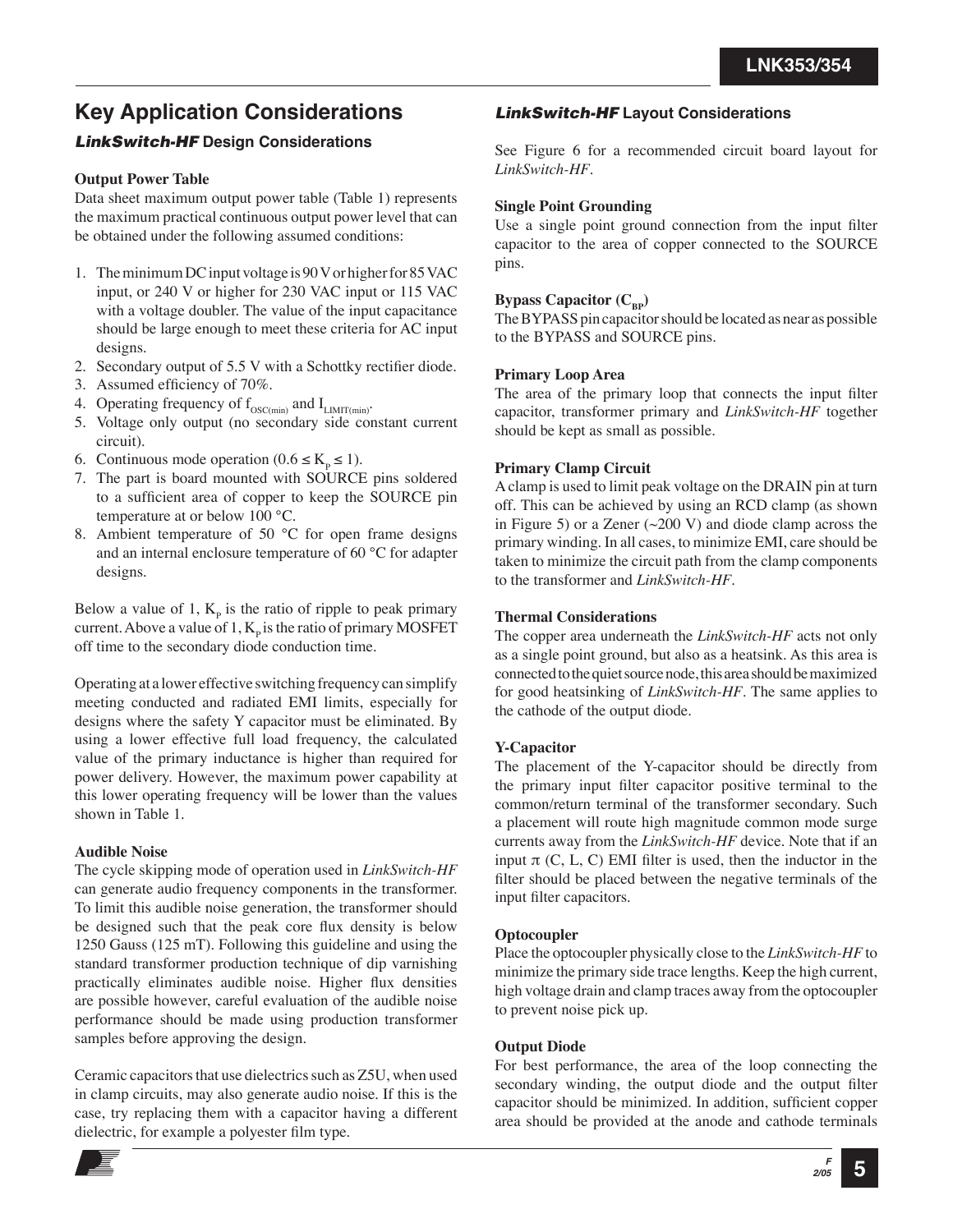# Key Application Considerations

## *LinkSwitch-HF* Design Considerations

**Output Power Table**

Data sheet maximum output power table (Table 1) represents the maximum practical continuous output power level that can be obtained under the following assumed conditions:

1. The minimum DC input voltage is 90 V or higher for 85 VAC input, or 240 V or higher for 230 VAC input or 115 VAC with a voltage doubler. The value of the input capacitance should be large enough to meet these criteria for AC input designs.
2. Secondary output of 5.5 V with a Schottky rectifier diode.
3. Assumed efficiency of 70%.
4. Operating frequency of $f_{OSC(min)}$ and $I_{LIMIT(min)}$.
5. Voltage only output (no secondary side constant current circuit).
6. Continuous mode operation ($0.6 \leq K_P \leq 1$).
7. The part is board mounted with SOURCE pins soldered to a sufficient area of copper to keep the SOURCE pin temperature at or below 100 °C.
8. Ambient temperature of 50 °C for open frame designs and an internal enclosure temperature of 60 °C for adapter designs.

Below a value of 1, $K_P$ is the ratio of ripple to peak primary current. Above a value of 1, $K_P$ is the ratio of primary MOSFET off time to the secondary diode conduction time.

Operating at a lower effective switching frequency can simplify meeting conducted and radiated EMI limits, especially for designs where the safety Y capacitor must be eliminated. By using a lower effective full load frequency, the calculated value of the primary inductance is higher than required for power delivery. However, the maximum power capability at this lower operating frequency will be lower than the values shown in Table 1.

**Audible Noise**

The cycle skipping mode of operation used in *LinkSwitch-HF* can generate audio frequency components in the transformer. To limit this audible noise generation, the transformer should be designed such that the peak core flux density is below 1250 Gauss (125 mT). Following this guideline and using the standard transformer production technique of dip varnishing practically eliminates audible noise. Higher flux densities are possible however, careful evaluation of the audible noise performance should be made using production transformer samples before approving the design.

Ceramic capacitors that use dielectrics such as Z5U, when used in clamp circuits, may also generate audio noise. If this is the case, try replacing them with a capacitor having a different dielectric, for example a polyester film type.

## *LinkSwitch-HF* Layout Considerations

See Figure 6 for a recommended circuit board layout for *LinkSwitch-HF*.

**Single Point Grounding**

Use a single point ground connection from the input filter capacitor to the area of copper connected to the SOURCE pins.

**Bypass Capacitor ($C_{BP}$)**

The BYPASS pin capacitor should be located as near as possible to the BYPASS and SOURCE pins.

**Primary Loop Area**

The area of the primary loop that connects the input filter capacitor, transformer primary and *LinkSwitch-HF* together should be kept as small as possible.

**Primary Clamp Circuit**

A clamp is used to limit peak voltage on the DRAIN pin at turn off. This can be achieved by using an RCD clamp (as shown in Figure 5) or a Zener (~200 V) and diode clamp across the primary winding. In all cases, to minimize EMI, care should be taken to minimize the circuit path from the clamp components to the transformer and *LinkSwitch-HF*.

**Thermal Considerations**

The copper area underneath the *LinkSwitch-HF* acts not only as a single point ground, but also as a heatsink. As this area is connected to the quiet source node, this area should be maximized for good heatsinking of *LinkSwitch-HF*. The same applies to the cathode of the output diode.

**Y-Capacitor**

The placement of the Y-capacitor should be directly from the primary input filter capacitor positive terminal to the common/return terminal of the transformer secondary. Such a placement will route high magnitude common mode surge currents away from the *LinkSwitch-HF* device. Note that if an input $\pi$ (C, L, C) EMI filter is used, then the inductor in the filter should be placed between the negative terminals of the input filter capacitors.

**Optocoupler**

Place the optocoupler physically close to the *LinkSwitch-HF* to minimize the primary side trace lengths. Keep the high current, high voltage drain and clamp traces away from the optocoupler to prevent noise pick up.

**Output Diode**

For best performance, the area of the loop connecting the secondary winding, the output diode and the output filter capacitor should be minimized. In addition, sufficient copper area should be provided at the anode and cathode terminals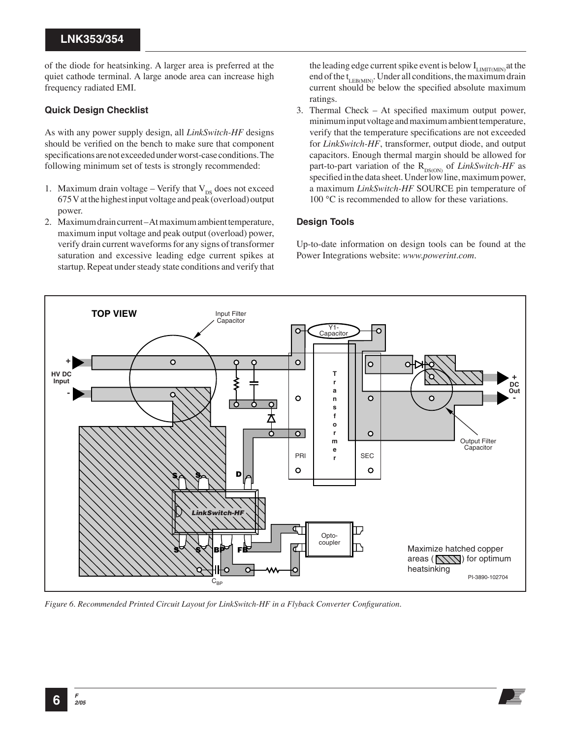of the diode for heatsinking. A larger area is preferred at the quiet cathode terminal. A large anode area can increase high frequency radiated EMI.

### Quick Design Checklist

As with any power supply design, all *LinkSwitch-HF* designs should be verified on the bench to make sure that component specifications are not exceeded under worst-case conditions. The following minimum set of tests is strongly recommended:

1. Maximum drain voltage – Verify that $V_{DS}$ does not exceed 675 V at the highest input voltage and peak (overload) output power.
2. Maximum drain current – At maximum ambient temperature, maximum input voltage and peak output (overload) power, verify drain current waveforms for any signs of transformer saturation and excessive leading edge current spikes at startup. Repeat under steady state conditions and verify that the leading edge current spike event is below $I_{LIMIT(MIN)}$ at the end of the $t_{LEB(MIN)}$. Under all conditions, the maximum drain current should be below the specified absolute maximum ratings.
3. Thermal Check – At specified maximum output power, minimum input voltage and maximum ambient temperature, verify that the temperature specifications are not exceeded for *LinkSwitch-HF*, transformer, output diode, and output capacitors. Enough thermal margin should be allowed for part-to-part variation of the $R_{DS(ON)}$ of *LinkSwitch-HF* as specified in the data sheet. Under low line, maximum power, a maximum *LinkSwitch-HF* SOURCE pin temperature of 100 °C is recommended to allow for these variations.

### Design Tools

Up-to-date information on design tools can be found at the Power Integrations website: *www.powerint.com*.

*Figure 6. Recommended Printed Circuit Layout for LinkSwitch-HF in a Flyback Converter Configuration.*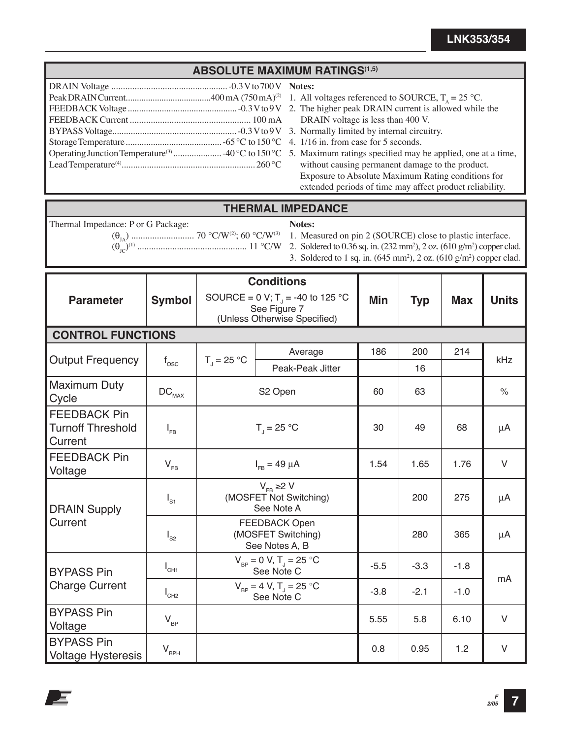## ABSOLUTE MAXIMUM RATINGS(1,5)

DRAIN Voltage .................................................. -0.3 V to 700 V
Peak DRAIN Current..................................... 400 mA (750 mA)(2)
FEEDBACK Voltage ................................................ -0.3 V to 9 V
FEEDBACK Current .................................................... 100 mA
BYPASS Voltage...................................................... -0.3 V to 9 V
Storage Temperature .......................................... -65 °C to 150 °C
Operating Junction Temperature(3) ..................... -40 °C to 150 °C
Lead Temperature(4).......................................................... 260 °C

**Notes:**

1. All voltages referenced to SOURCE, $T_A$ = 25 °C.
2. The higher peak DRAIN current is allowed while the DRAIN voltage is less than 400 V.
3. Normally limited by internal circuitry.
4. 1/16 in. from case for 5 seconds.
5. Maximum ratings specified may be applied, one at a time, without causing permanent damage to the product. Exposure to Absolute Maximum Rating conditions for extended periods of time may affect product reliability.

## THERMAL IMPEDANCE

Thermal Impedance: P or G Package:

($\theta_{JA}$) ........................... 70 °C/W(2); 60 °C/W(3)
($\theta_{JC}$)(1) ............................................... 11 °C/W

**Notes:**

1. Measured on pin 2 (SOURCE) close to plastic interface.
2. Soldered to 0.36 sq. in. (232 mm²), 2 oz. (610 g/m²) copper clad.
3. Soldered to 1 sq. in. (645 mm²), 2 oz. (610 g/m²) copper clad.

| Parameter | Symbol | Conditions<br>SOURCE = 0 V; $T_J$ = -40 to 125 °C<br>See Figure 7<br>(Unless Otherwise Specified) | | Min | Typ | Max | Units |
|---|---|---|---|---|---|---|---|
| **CONTROL FUNCTIONS** | | | | | | | |
| Output Frequency | $f_{OSC}$ | $T_J$ = 25 °C | Average | 186 | 200 | 214 | kHz |
| | | | Peak-Peak Jitter | | 16 | | |
| Maximum Duty Cycle | $DC_{MAX}$ | S2 Open | | 60 | 63 | | % |
| FEEDBACK Pin Turnoff Threshold Current | $I_{FB}$ | $T_J$ = 25 °C | | 30 | 49 | 68 | µA |
| FEEDBACK Pin Voltage | $V_{FB}$ | $I_{FB}$ = 49 µA | | 1.54 | 1.65 | 1.76 | V |
| DRAIN Supply Current | $I_{S1}$ | $V_{FB}$ ≥2 V<br>(MOSFET Not Switching)<br>See Note A | | | 200 | 275 | µA |
| | $I_{S2}$ | FEEDBACK Open<br>(MOSFET Switching)<br>See Notes A, B | | | 280 | 365 | µA |
| BYPASS Pin Charge Current | $I_{CH1}$ | $V_{BP}$ = 0 V, $T_J$ = 25 °C<br>See Note C | | -5.5 | -3.3 | -1.8 | mA |
| | $I_{CH2}$ | $V_{BP}$ = 4 V, $T_J$ = 25 °C<br>See Note C | | -3.8 | -2.1 | -1.0 | |
| BYPASS Pin Voltage | $V_{BP}$ | | | 5.55 | 5.8 | 6.10 | V |
| BYPASS Pin Voltage Hysteresis | $V_{BPH}$ | | | 0.8 | 0.95 | 1.2 | V |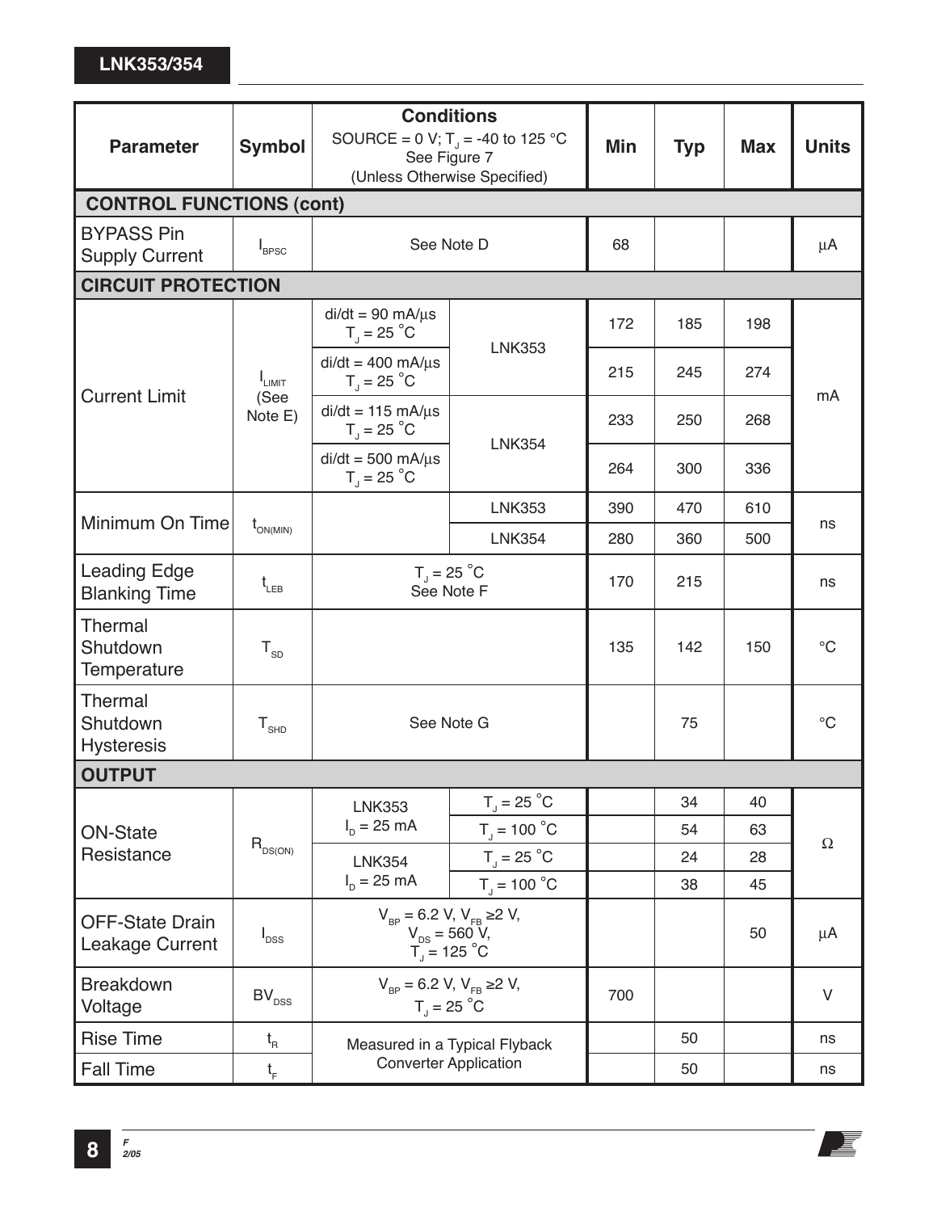| Parameter | Symbol | Conditions SOURCE = 0 V; $T_J$ = -40 to 125 °C See Figure 7 (Unless Otherwise Specified) | | Min | Typ | Max | Units |
|---|---|---|---|---|---|---|---|
| **CONTROL FUNCTIONS (cont)** | | | | | | | |
| BYPASS Pin Supply Current | $I_{BPSC}$ | See Note D | | 68 | | | µA |
| **CIRCUIT PROTECTION** | | | | | | | |
| Current Limit | $I_{LIMIT}$ (See Note E) | di/dt = 90 mA/µs $T_J$ = 25 °C | LNK353 | 172 | 185 | 198 | mA |
| | | di/dt = 400 mA/µs $T_J$ = 25 °C | | 215 | 245 | 274 | |
| | | di/dt = 115 mA/µs $T_J$ = 25 °C | LNK354 | 233 | 250 | 268 | |
| | | di/dt = 500 mA/µs $T_J$ = 25 °C | | 264 | 300 | 336 | |
| Minimum On Time | $t_{ON(MIN)}$ | | LNK353 | 390 | 470 | 610 | ns |
| | | | LNK354 | 280 | 360 | 500 | |
| Leading Edge Blanking Time | $t_{LEB}$ | $T_J$ = 25 °C See Note F | | 170 | 215 | | ns |
| Thermal Shutdown Temperature | $T_{SD}$ | | | 135 | 142 | 150 | °C |
| Thermal Shutdown Hysteresis | $T_{SHD}$ | See Note G | | | 75 | | °C |
| **OUTPUT** | | | | | | | |
| ON-State Resistance | $R_{DS(ON)}$ | LNK353 $I_D$ = 25 mA | $T_J$ = 25 °C | | 34 | 40 | Ω |
| | | | $T_J$ = 100 °C | | 54 | 63 | |
| | | LNK354 $I_D$ = 25 mA | $T_J$ = 25 °C | | 24 | 28 | |
| | | | $T_J$ = 100 °C | | 38 | 45 | |
| OFF-State Drain Leakage Current | $I_{DSS}$ | $V_{BP}$ = 6.2 V, $V_{FB}$ ≥2 V, $V_{DS}$ = 560 V, $T_J$ = 125 °C | | | | 50 | µA |
| Breakdown Voltage | $BV_{DSS}$ | $V_{BP}$ = 6.2 V, $V_{FB}$ ≥2 V, $T_J$ = 25 °C | | 700 | | | V |
| Rise Time | $t_R$ | Measured in a Typical Flyback Converter Application | | | 50 | | ns |
| Fall Time | $t_F$ | | | | 50 | | ns |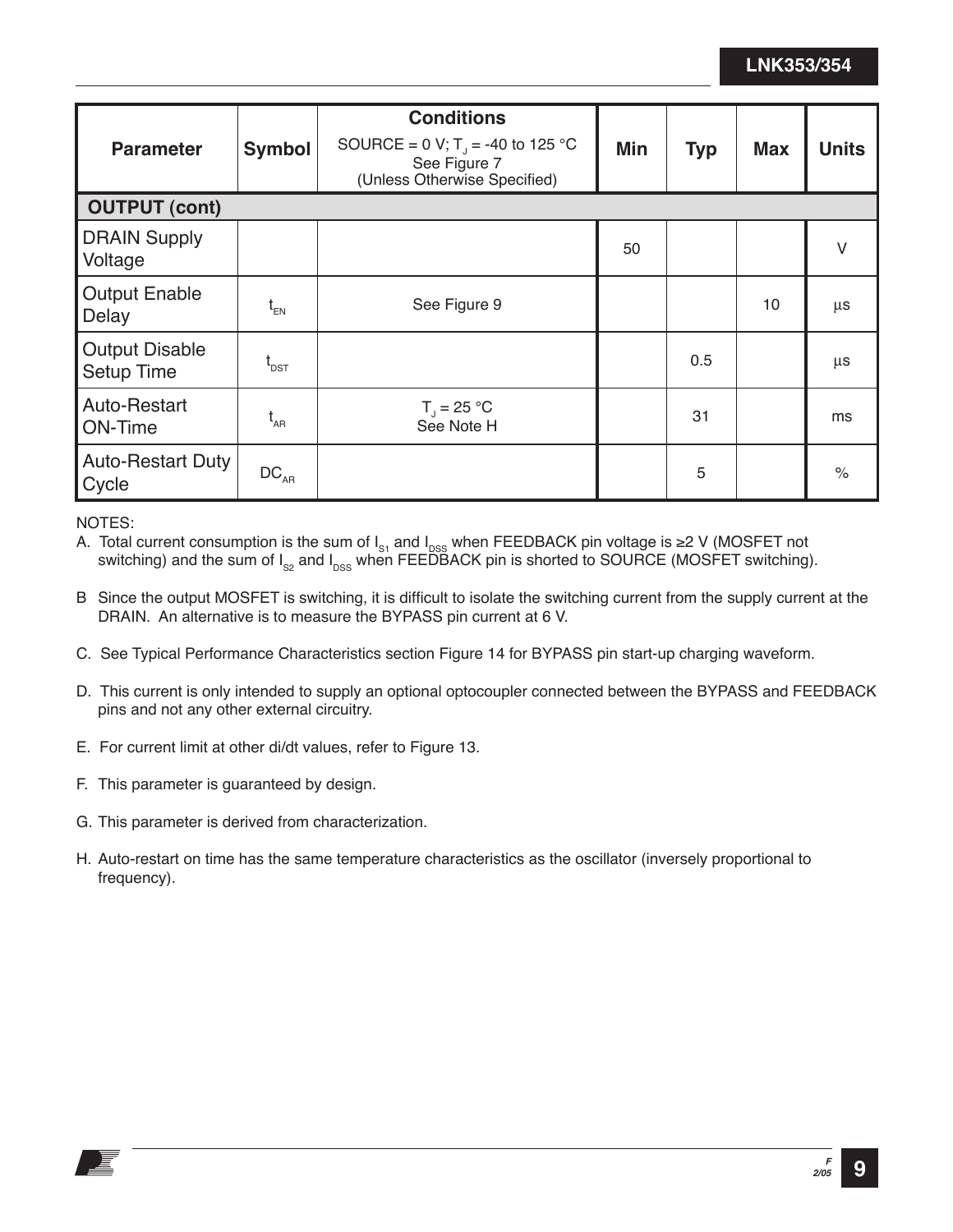| Parameter | Symbol | Conditions<br>SOURCE = 0 V; $T_J$ = -40 to 125 °C<br>See Figure 7<br>(Unless Otherwise Specified) | Min | Typ | Max | Units |
|---|---|---|---|---|---|---|
| **OUTPUT (cont)** | | | | | | |
| DRAIN Supply Voltage | | | 50 | | | V |
| Output Enable Delay | $t_{EN}$ | See Figure 9 | | | 10 | µs |
| Output Disable Setup Time | $t_{DST}$ | | | 0.5 | | µs |
| Auto-Restart ON-Time | $t_{AR}$ | $T_J$ = 25 °C<br>See Note H | | 31 | | ms |
| Auto-Restart Duty Cycle | $DC_{AR}$ | | | 5 | | % |

NOTES:

A. Total current consumption is the sum of $I_{S1}$ and $I_{DSS}$ when FEEDBACK pin voltage is ≥2 V (MOSFET not switching) and the sum of $I_{S2}$ and $I_{DSS}$ when FEEDBACK pin is shorted to SOURCE (MOSFET switching).

B Since the output MOSFET is switching, it is difficult to isolate the switching current from the supply current at the DRAIN. An alternative is to measure the BYPASS pin current at 6 V.

C. See Typical Performance Characteristics section Figure 14 for BYPASS pin start-up charging waveform.

D. This current is only intended to supply an optional optocoupler connected between the BYPASS and FEEDBACK pins and not any other external circuitry.

E. For current limit at other di/dt values, refer to Figure 13.

F. This parameter is guaranteed by design.

G. This parameter is derived from characterization.

H. Auto-restart on time has the same temperature characteristics as the oscillator (inversely proportional to frequency).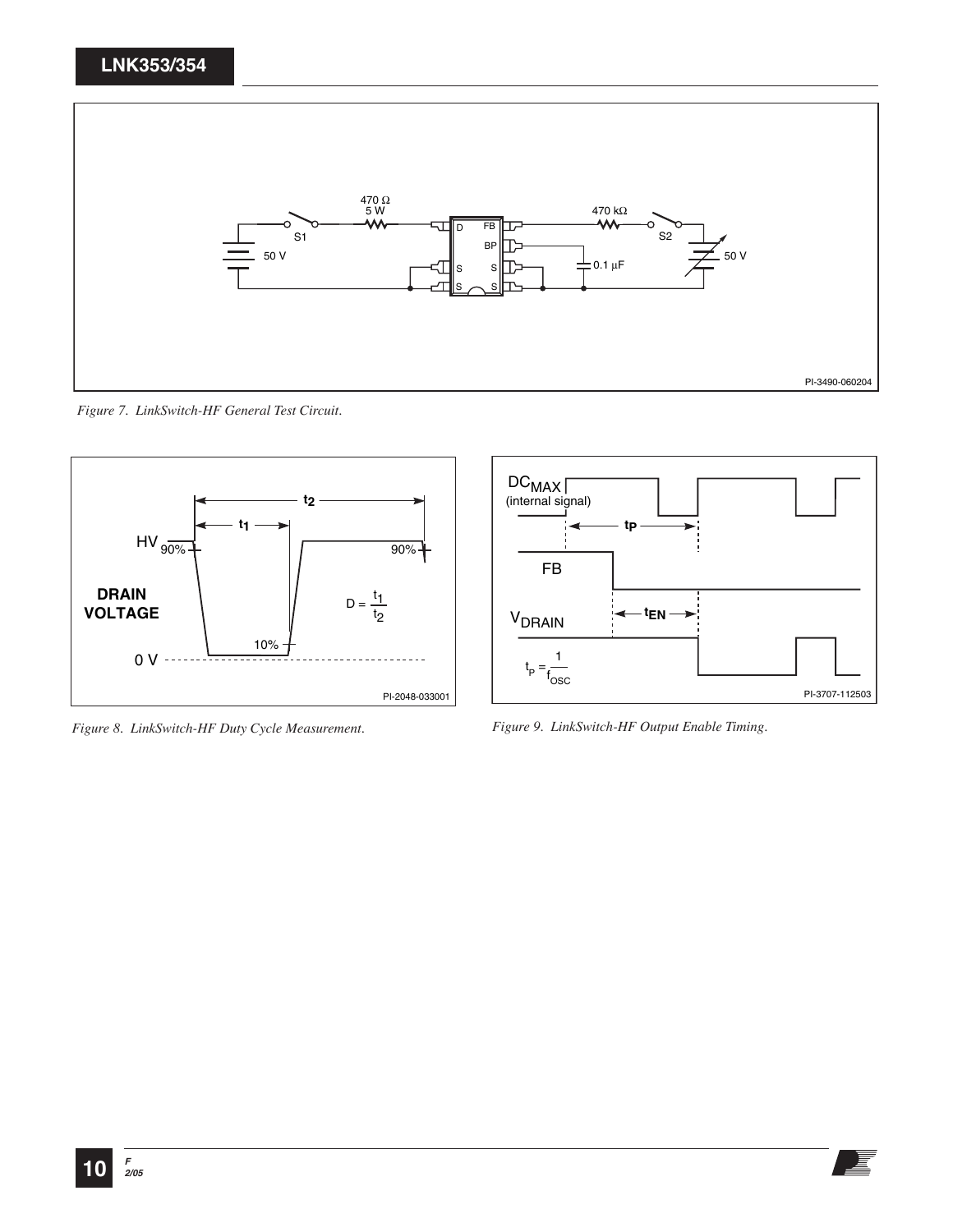Figure 7. LinkSwitch-HF General Test Circuit.

Figure 8. LinkSwitch-HF Duty Cycle Measurement.

Figure 9. LinkSwitch-HF Output Enable Timing.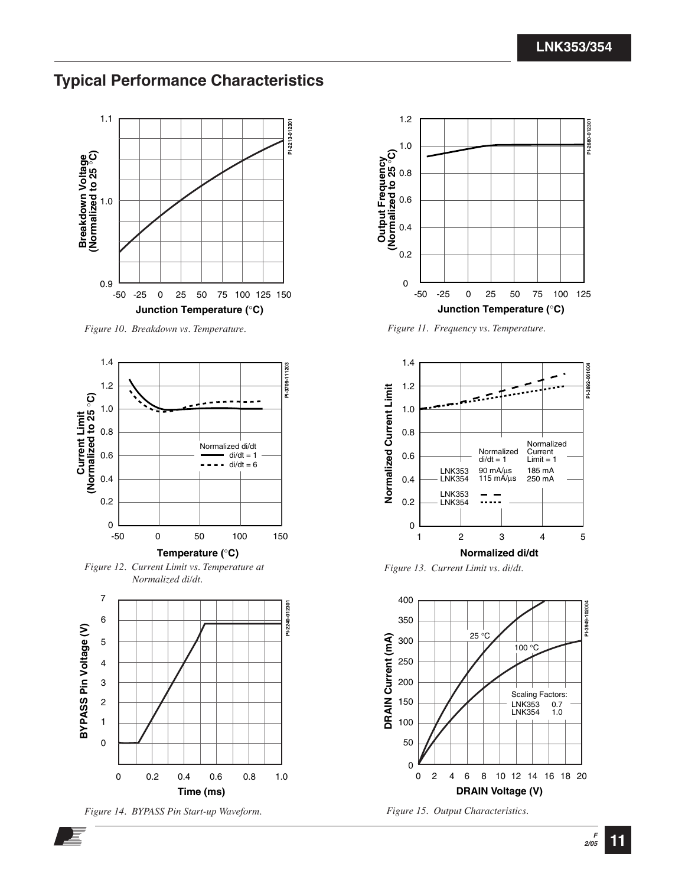## Typical Performance Characteristics

Figure 10. Breakdown vs. Temperature.

Figure 11. Frequency vs. Temperature.

Figure 12. Current Limit vs. Temperature at Normalized di/dt.

Figure 13. Current Limit vs. di/dt.

Figure 14. BYPASS Pin Start-up Waveform.

Figure 15. Output Characteristics.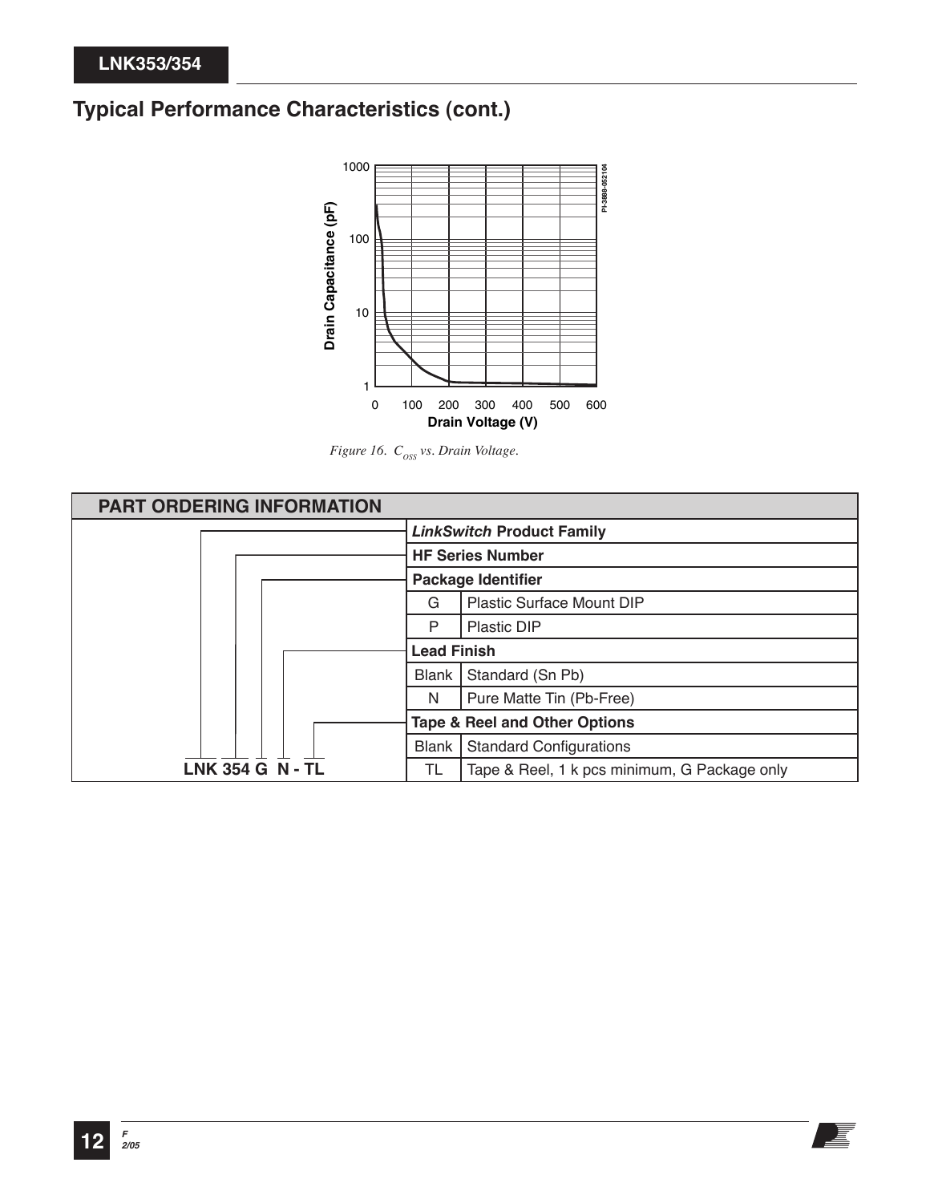## Typical Performance Characteristics (cont.)

*Figure 16. $C_{OSS}$ vs. Drain Voltage.*

| PART ORDERING INFORMATION | | |
|---|---|---|
| | ***LinkSwitch* Product Family** | |
| | **HF Series Number** | |
| | **Package Identifier** | |
| | G | Plastic Surface Mount DIP |
| | P | Plastic DIP |
| | **Lead Finish** | |
| | Blank | Standard (Sn Pb) |
| | N | Pure Matte Tin (Pb-Free) |
| | **Tape & Reel and Other Options** | |
| | Blank | Standard Configurations |
| **LNK 354 G N - TL** | TL | Tape & Reel, 1 k pcs minimum, G Package only |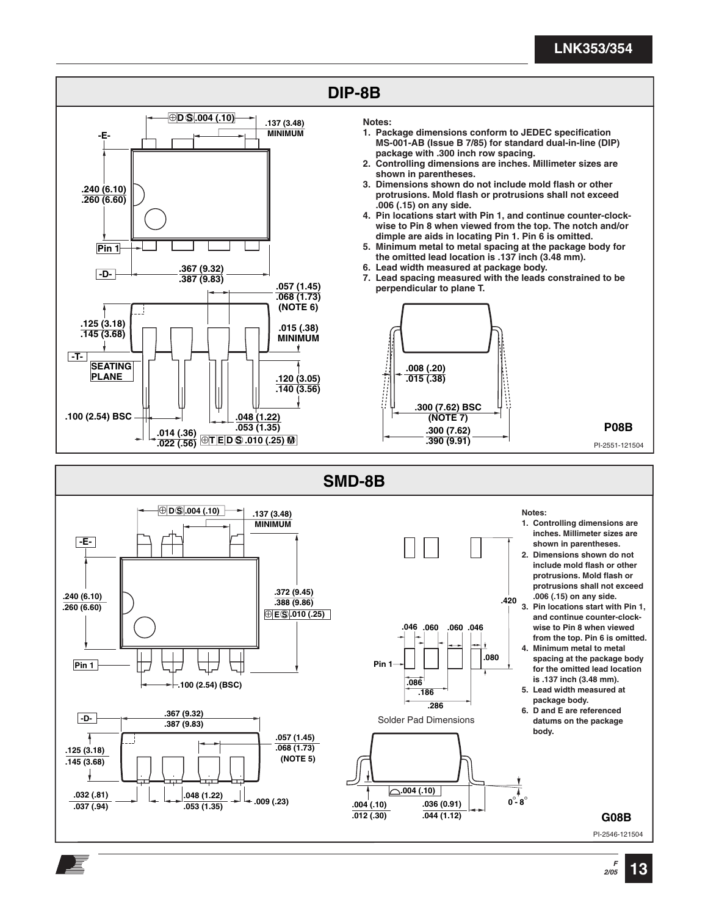## DIP-8B

Notes:

1. Package dimensions conform to JEDEC specification MS-001-AB (Issue B 7/85) for standard dual-in-line (DIP) package with .300 inch row spacing.
2. Controlling dimensions are inches. Millimeter sizes are shown in parentheses.
3. Dimensions shown do not include mold flash or other protrusions. Mold flash or protrusions shall not exceed .006 (.15) on any side.
4. Pin locations start with Pin 1, and continue counter-clock-wise to Pin 8 when viewed from the top. The notch and/or dimple are aids in locating Pin 1. Pin 6 is omitted.
5. Minimum metal to metal spacing at the package body for the omitted lead location is .137 inch (3.48 mm).
6. Lead width measured at package body.
7. Lead spacing measured with the leads constrained to be perpendicular to plane T.

-E- ; -D- ; -T- ; Pin 1 ; SEATING PLANE

⊕ D Ⓢ .004 (.10) ; .137 (3.48) MINIMUM ; .240 (6.10) / .260 (6.60) ; .367 (9.32) / .387 (9.83) ; .057 (1.45) / .068 (1.73) (NOTE 6) ; .125 (3.18) / .145 (3.68) ; .015 (.38) MINIMUM ; .120 (3.05) / .140 (3.56) ; .100 (2.54) BSC ; .048 (1.22) / .053 (1.35) ; .014 (.36) / .022 (.56) ; ⊕ T E D Ⓢ .010 (.25) Ⓜ ; .008 (.20) / .015 (.38) ; .300 (7.62) BSC (NOTE 7) ; .300 (7.62) / .390 (9.91)

P08B

PI-2551-121504

## SMD-8B

Notes:

1. Controlling dimensions are inches. Millimeter sizes are shown in parentheses.
2. Dimensions shown do not include mold flash or other protrusions. Mold flash or protrusions shall not exceed .006 (.15) on any side.
3. Pin locations start with Pin 1, and continue counter-clock-wise to Pin 8 when viewed from the top. Pin 6 is omitted.
4. Minimum metal to metal spacing at the package body for the omitted lead location is .137 inch (3.48 mm).
5. Lead width measured at package body.
6. D and E are referenced datums on the package body.

-E- ; -D- ; Pin 1

⊕ D Ⓢ .004 (.10) ; .137 (3.48) MINIMUM ; .240 (6.10) / .260 (6.60) ; .372 (9.45) / .388 (9.86) ; ⊕ E Ⓢ .010 (.25) ; .100 (2.54) (BSC) ; .367 (9.32) / .387 (9.83) ; .057 (1.45) / .068 (1.73) (NOTE 5) ; .125 (3.18) / .145 (3.68) ; .032 (.81) / .037 (.94) ; .048 (1.22) / .053 (1.35) ; .009 (.23) ; .004 (.10) / .012 (.30) ; ⌓ .004 (.10) ; .036 (0.91) / .044 (1.12) ; 0° - 8°

.420 ; .046 ; .060 ; .060 ; .046 ; .080 ; .086 ; .186 ; .286

Solder Pad Dimensions

G08B

PI-2546-121504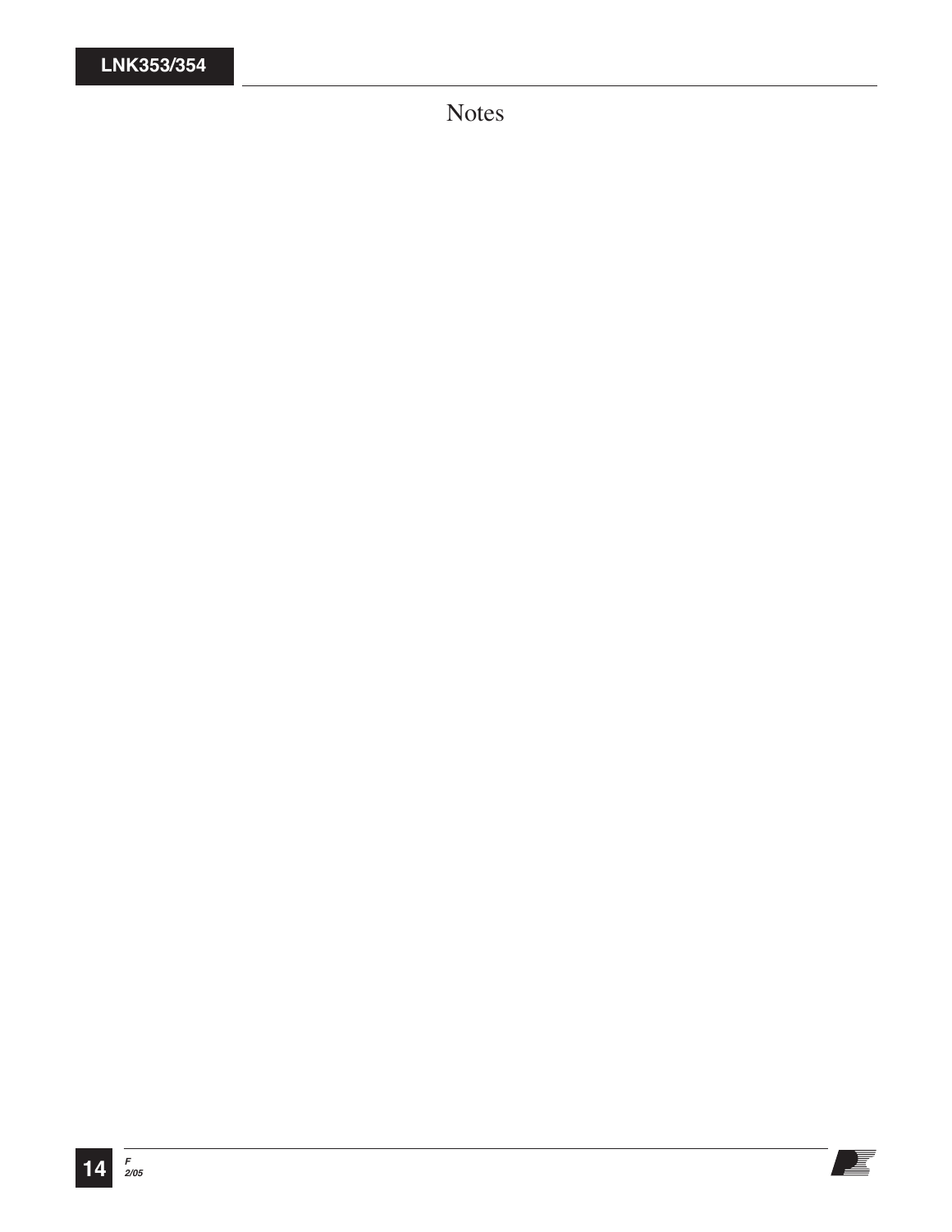# Notes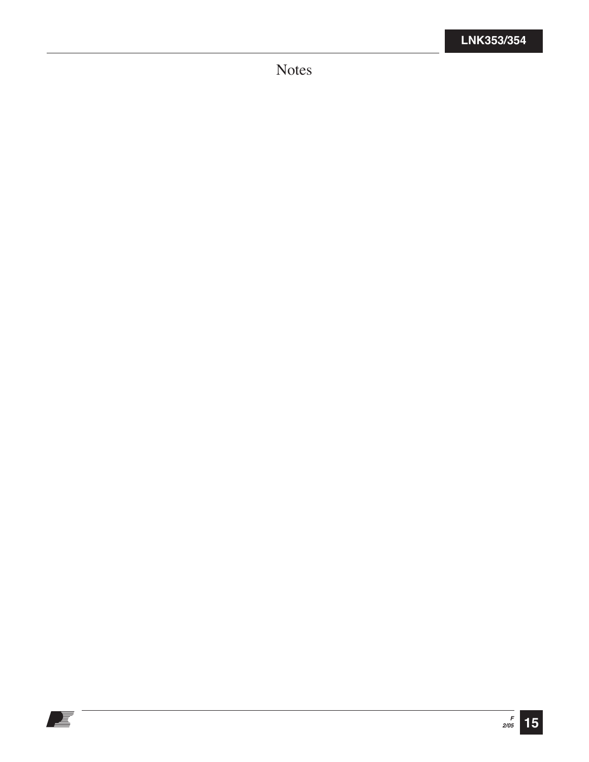# Notes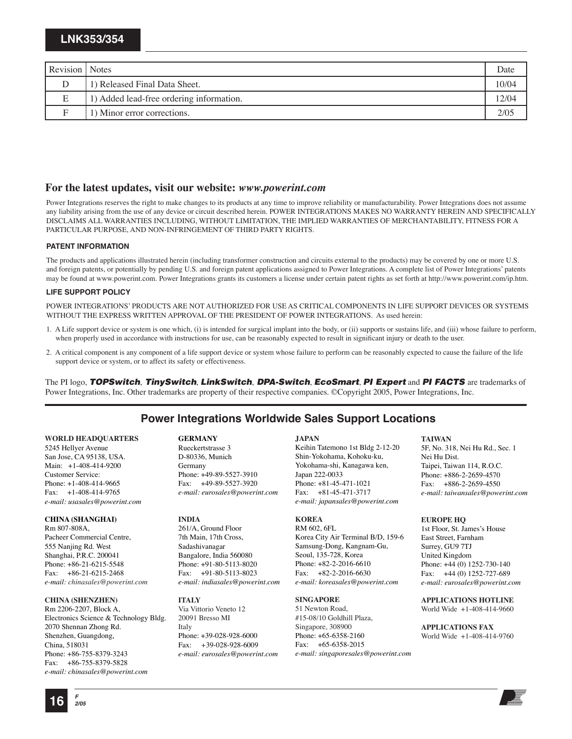| Revision | Notes | Date |
|---|---|---|
| D | 1) Released Final Data Sheet. | 10/04 |
| E | 1) Added lead-free ordering information. | 12/04 |
| F | 1) Minor error corrections. | 2/05 |

## For the latest updates, visit our website: *www.powerint.com*

Power Integrations reserves the right to make changes to its products at any time to improve reliability or manufacturability. Power Integrations does not assume any liability arising from the use of any device or circuit described herein. POWER INTEGRATIONS MAKES NO WARRANTY HEREIN AND SPECIFICALLY DISCLAIMS ALL WARRANTIES INCLUDING, WITHOUT LIMITATION, THE IMPLIED WARRANTIES OF MERCHANTABILITY, FITNESS FOR A PARTICULAR PURPOSE, AND NON-INFRINGEMENT OF THIRD PARTY RIGHTS.

#### PATENT INFORMATION

The products and applications illustrated herein (including transformer construction and circuits external to the products) may be covered by one or more U.S. and foreign patents, or potentially by pending U.S. and foreign patent applications assigned to Power Integrations. A complete list of Power Integrations' patents may be found at www.powerint.com. Power Integrations grants its customers a license under certain patent rights as set forth at http://www.powerint.com/ip.htm.

#### LIFE SUPPORT POLICY

POWER INTEGRATIONS' PRODUCTS ARE NOT AUTHORIZED FOR USE AS CRITICAL COMPONENTS IN LIFE SUPPORT DEVICES OR SYSTEMS WITHOUT THE EXPRESS WRITTEN APPROVAL OF THE PRESIDENT OF POWER INTEGRATIONS. As used herein:

1. A Life support device or system is one which, (i) is intended for surgical implant into the body, or (ii) supports or sustains life, and (iii) whose failure to perform, when properly used in accordance with instructions for use, can be reasonably expected to result in significant injury or death to the user.
2. A critical component is any component of a life support device or system whose failure to perform can be reasonably expected to cause the failure of the life support device or system, or to affect its safety or effectiveness.

The PI logo, ***TOPSwitch***, ***TinySwitch***, ***LinkSwitch***, ***DPA-Switch***, ***EcoSmart***, ***PI Expert*** and ***PI FACTS*** are trademarks of Power Integrations, Inc. Other trademarks are property of their respective companies. ©Copyright 2005, Power Integrations, Inc.

## Power Integrations Worldwide Sales Support Locations

**WORLD HEADQUARTERS**
5245 Hellyer Avenue
San Jose, CA 95138, USA.
Main: +1-408-414-9200
Customer Service:
Phone: +1-408-414-9665
Fax: +1-408-414-9765
*e-mail: usasales@powerint.com*

**CHINA (SHANGHAI)**
Rm 807-808A,
Pacheer Commercial Centre,
555 Nanjing Rd. West
Shanghai, P.R.C. 200041
Phone: +86-21-6215-5548
Fax: +86-21-6215-2468
*e-mail: chinasales@powerint.com*

**CHINA (SHENZHEN)**
Rm 2206-2207, Block A,
Electronics Science & Technology Bldg.
2070 Shennan Zhong Rd.
Shenzhen, Guangdong,
China, 518031
Phone: +86-755-8379-3243
Fax: +86-755-8379-5828
*e-mail: chinasales@powerint.com*

**GERMANY**
Rueckertstrasse 3
D-80336, Munich
Germany
Phone: +49-89-5527-3910
Fax: +49-89-5527-3920
*e-mail: eurosales@powerint.com*

**INDIA**
261/A, Ground Floor
7th Main, 17th Cross,
Sadashivanagar
Bangalore, India 560080
Phone: +91-80-5113-8020
Fax: +91-80-5113-8023
*e-mail: indiasales@powerint.com*

**ITALY**
Via Vittorio Veneto 12
20091 Bresso MI
Italy
Phone: +39-028-928-6000
Fax: +39-028-928-6009
*e-mail: eurosales@powerint.com*

**JAPAN**
Keihin Tatemono 1st Bldg 2-12-20
Shin-Yokohama, Kohoku-ku,
Yokohama-shi, Kanagawa ken,
Japan 222-0033
Phone: +81-45-471-1021
Fax: +81-45-471-3717
*e-mail: japansales@powerint.com*

**KOREA**
RM 602, 6FL
Korea City Air Terminal B/D, 159-6
Samsung-Dong, Kangnam-Gu,
Seoul, 135-728, Korea
Phone: +82-2-2016-6610
Fax: +82-2-2016-6630
*e-mail: koreasales@powerint.com*

**SINGAPORE**
51 Newton Road,
#15-08/10 Goldhill Plaza,
Singapore, 308900
Phone: +65-6358-2160
Fax: +65-6358-2015
*e-mail: singaporesales@powerint.com*

**TAIWAN**
5F, No. 318, Nei Hu Rd., Sec. 1
Nei Hu Dist.
Taipei, Taiwan 114, R.O.C.
Phone: +886-2-2659-4570
Fax: +886-2-2659-4550
*e-mail: taiwansales@powerint.com*

**EUROPE HQ**
1st Floor, St. James's House
East Street, Farnham
Surrey, GU9 7TJ
United Kingdom
Phone: +44 (0) 1252-730-140
Fax: +44 (0) 1252-727-689
*e-mail: eurosales@powerint.com*

**APPLICATIONS HOTLINE**
World Wide +1-408-414-9660

**APPLICATIONS FAX**
World Wide +1-408-414-9760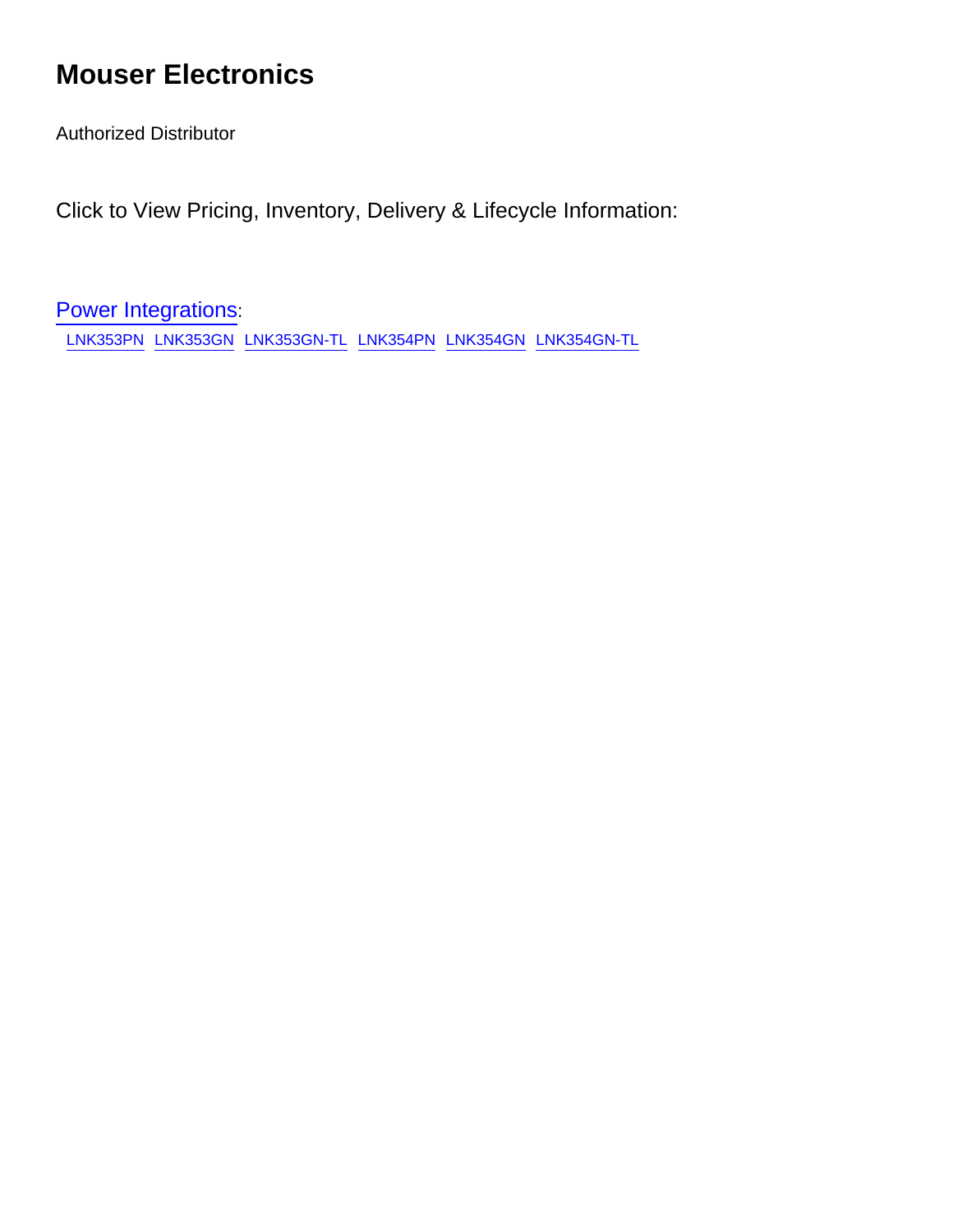# Mouser Electronics

Authorized Distributor

Click to View Pricing, Inventory, Delivery & Lifecycle Information:

Power Integrations:

LNK353PN LNK353GN LNK353GN-TL LNK354PN LNK354GN LNK354GN-TL